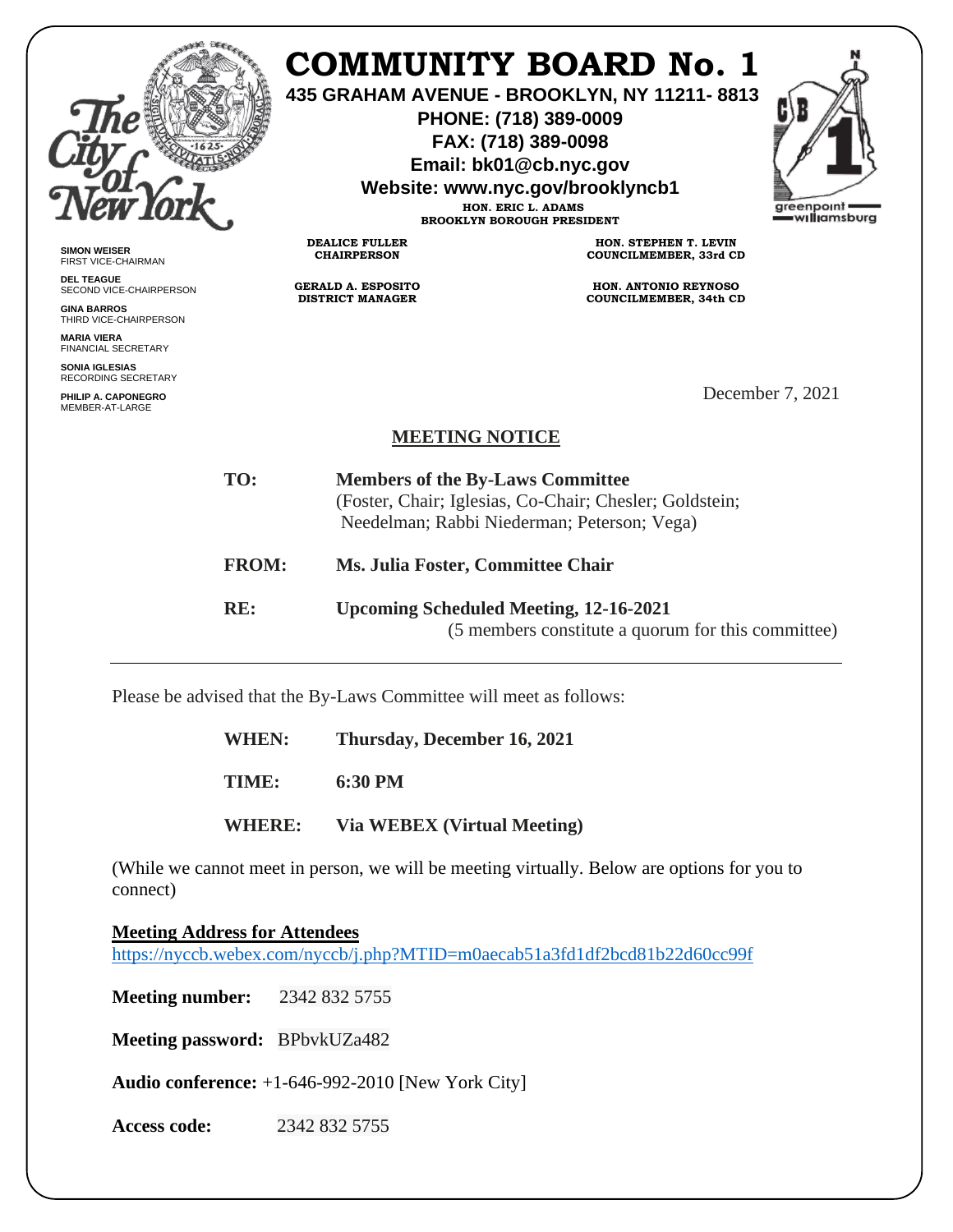# COMMUNITY BOARD No. 1

**435 GRAHAM AVENUE - BROOKLYN, NY 11211- 8813**
**PHONE: (718) 389-0009**
**FAX: (718) 389-0098**
**Email: bk01@cb.nyc.gov**
**Website: www.nyc.gov/brooklyncb1**

**HON. ERIC L. ADAMS**
**BROOKLYN BOROUGH PRESIDENT**

**DEALICE FULLER**
**CHAIRPERSON**

**GERALD A. ESPOSITO**
**DISTRICT MANAGER**

**HON. STEPHEN T. LEVIN**
**COUNCILMEMBER, 33rd CD**

**HON. ANTONIO REYNOSO**
**COUNCILMEMBER, 34th CD**

greenpoint williamsburg

**SIMON WEISER**
FIRST VICE-CHAIRMAN

**DEL TEAGUE**
SECOND VICE-CHAIRPERSON

**GINA BARROS**
THIRD VICE-CHAIRPERSON

**MARIA VIERA**
FINANCIAL SECRETARY

**SONIA IGLESIAS**
RECORDING SECRETARY

**PHILIP A. CAPONEGRO**
MEMBER-AT-LARGE

December 7, 2021

## MEETING NOTICE

**TO:** **Members of the By-Laws Committee**
(Foster, Chair; Iglesias, Co-Chair; Chesler; Goldstein; Needelman; Rabbi Niederman; Peterson; Vega)

**FROM:** **Ms. Julia Foster, Committee Chair**

**RE:** **Upcoming Scheduled Meeting, 12-16-2021**
(5 members constitute a quorum for this committee)

---

Please be advised that the By-Laws Committee will meet as follows:

**WHEN:** **Thursday, December 16, 2021**

**TIME:** **6:30 PM**

**WHERE:** **Via WEBEX (Virtual Meeting)**

(While we cannot meet in person, we will be meeting virtually. Below are options for you to connect)

**Meeting Address for Attendees**
https://nyccb.webex.com/nyccb/j.php?MTID=m0aecab51a3fd1df2bcd81b22d60cc99f

**Meeting number:** 2342 832 5755

**Meeting password:** BPbvkUZa482

**Audio conference:** +1-646-992-2010 [New York City]

**Access code:** 2342 832 5755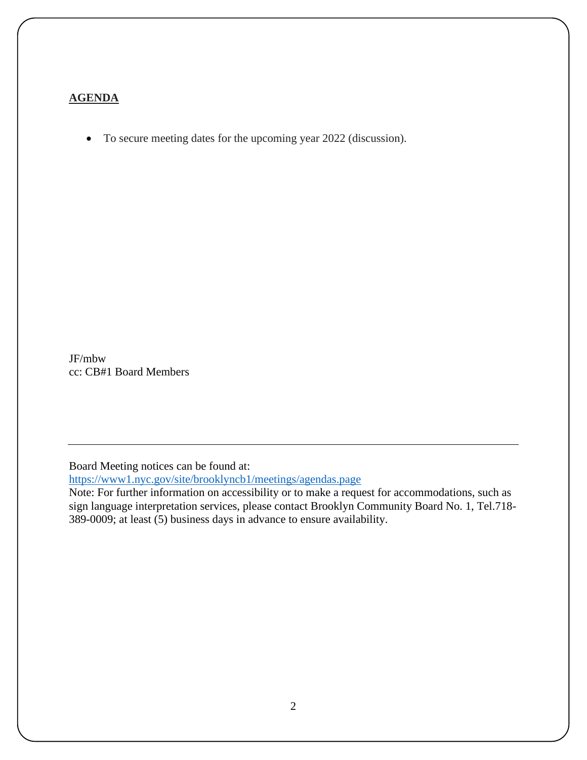**AGENDA**

- To secure meeting dates for the upcoming year 2022 (discussion).

JF/mbw
cc: CB#1 Board Members

---

Board Meeting notices can be found at:
https://www1.nyc.gov/site/brooklyncb1/meetings/agendas.page
Note: For further information on accessibility or to make a request for accommodations, such as sign language interpretation services, please contact Brooklyn Community Board No. 1, Tel.718-389-0009; at least (5) business days in advance to ensure availability.